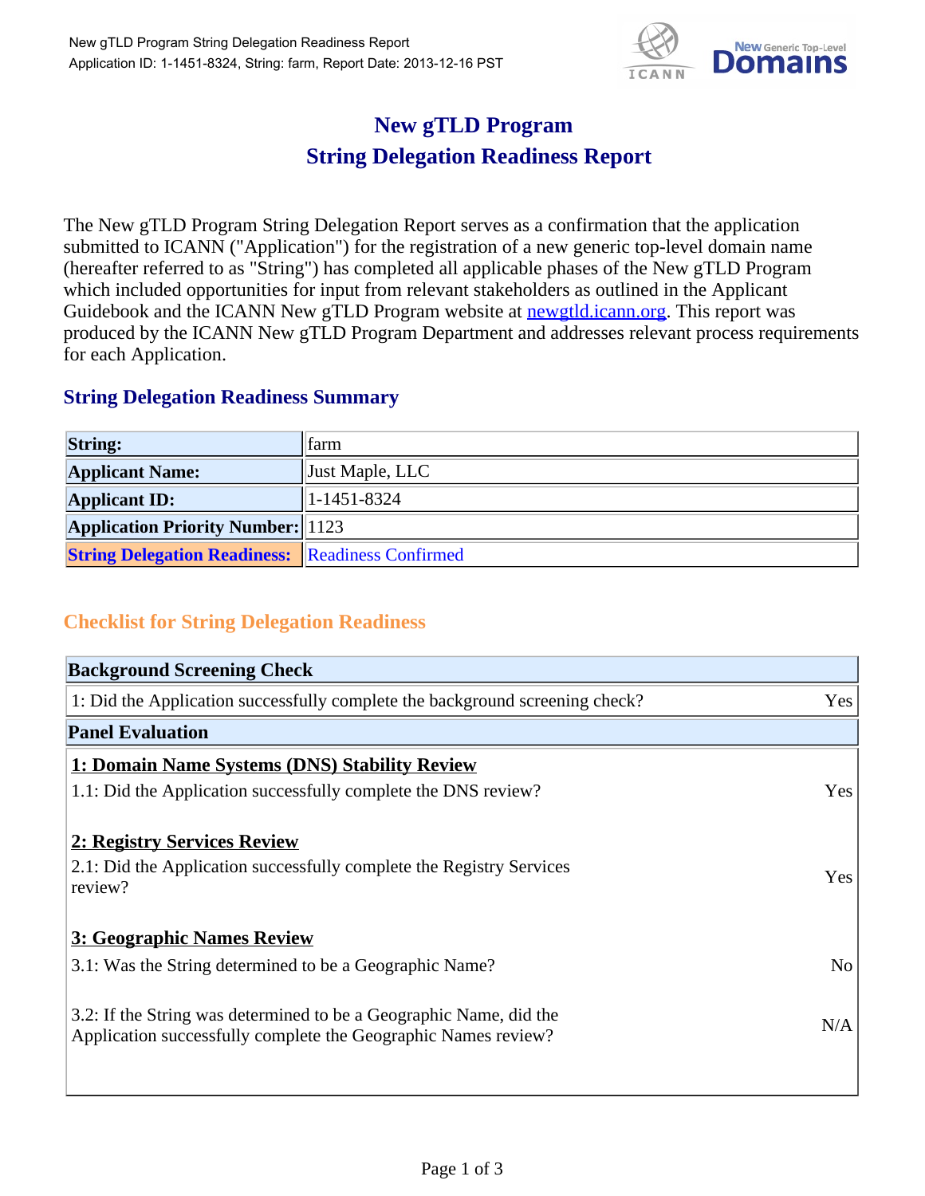# New gTLD Program
# String Delegation Readiness Report

The New gTLD Program String Delegation Report serves as a confirmation that the application submitted to ICANN ("Application") for the registration of a new generic top-level domain name (hereafter referred to as "String") has completed all applicable phases of the New gTLD Program which included opportunities for input from relevant stakeholders as outlined in the Applicant Guidebook and the ICANN New gTLD Program website at [newgtld.icann.org](newgtld.icann.org). This report was produced by the ICANN New gTLD Program Department and addresses relevant process requirements for each Application.

## String Delegation Readiness Summary

| | |
|---|---|
| **String:** | farm |
| **Applicant Name:** | Just Maple, LLC |
| **Applicant ID:** | 1-1451-8324 |
| **Application Priority Number:** | 1123 |
| **String Delegation Readiness:** | Readiness Confirmed |

## Checklist for String Delegation Readiness

| **Background Screening Check** | |
|---|---|
| 1: Did the Application successfully complete the background screening check? | Yes |
| **Panel Evaluation** | |
| **1: Domain Name Systems (DNS) Stability Review** | |
| 1.1: Did the Application successfully complete the DNS review? | Yes |
| **2: Registry Services Review** | |
| 2.1: Did the Application successfully complete the Registry Services review? | Yes |
| **3: Geographic Names Review** | |
| 3.1: Was the String determined to be a Geographic Name? | No |
| 3.2: If the String was determined to be a Geographic Name, did the Application successfully complete the Geographic Names review? | N/A |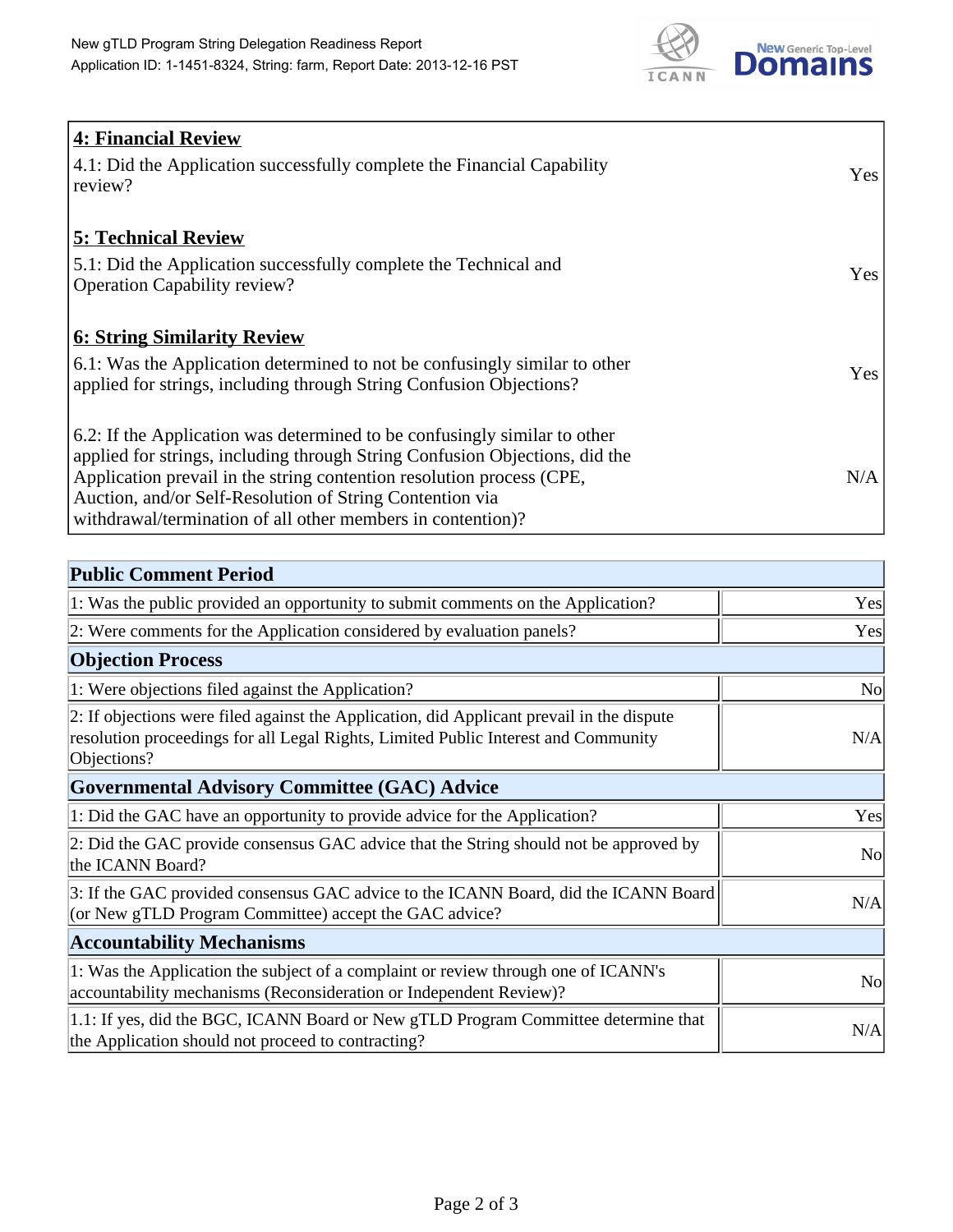| **4: Financial Review** | |
|---|---|
| 4.1: Did the Application successfully complete the Financial Capability review? | Yes |
| **5: Technical Review** | |
| 5.1: Did the Application successfully complete the Technical and Operation Capability review? | Yes |
| **6: String Similarity Review** | |
| 6.1: Was the Application determined to not be confusingly similar to other applied for strings, including through String Confusion Objections? | Yes |
| 6.2: If the Application was determined to be confusingly similar to other applied for strings, including through String Confusion Objections, did the Application prevail in the string contention resolution process (CPE, Auction, and/or Self-Resolution of String Contention via withdrawal/termination of all other members in contention)? | N/A |

| **Public Comment Period** | |
|---|---|
| 1: Was the public provided an opportunity to submit comments on the Application? | Yes |
| 2: Were comments for the Application considered by evaluation panels? | Yes |
| **Objection Process** | |
| 1: Were objections filed against the Application? | No |
| 2: If objections were filed against the Application, did Applicant prevail in the dispute resolution proceedings for all Legal Rights, Limited Public Interest and Community Objections? | N/A |
| **Governmental Advisory Committee (GAC) Advice** | |
| 1: Did the GAC have an opportunity to provide advice for the Application? | Yes |
| 2: Did the GAC provide consensus GAC advice that the String should not be approved by the ICANN Board? | No |
| 3: If the GAC provided consensus GAC advice to the ICANN Board, did the ICANN Board (or New gTLD Program Committee) accept the GAC advice? | N/A |
| **Accountability Mechanisms** | |
| 1: Was the Application the subject of a complaint or review through one of ICANN's accountability mechanisms (Reconsideration or Independent Review)? | No |
| 1.1: If yes, did the BGC, ICANN Board or New gTLD Program Committee determine that the Application should not proceed to contracting? | N/A |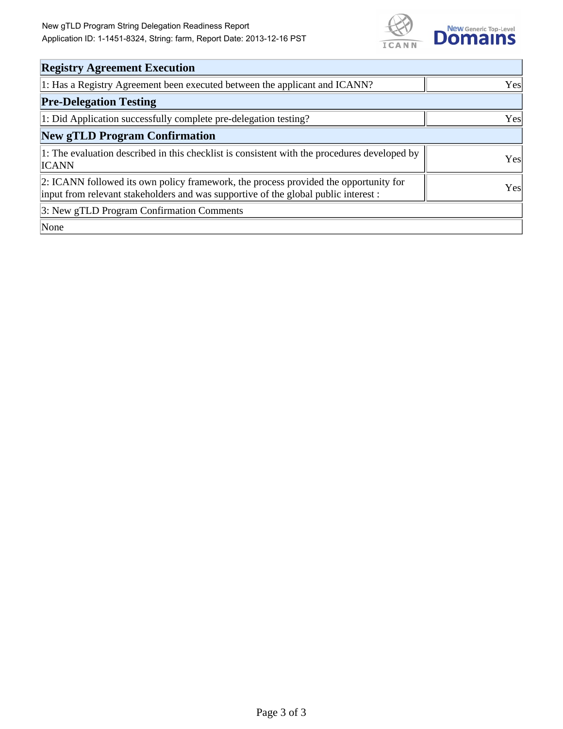| Registry Agreement Execution | |
| --- | --- |
| 1: Has a Registry Agreement been executed between the applicant and ICANN? | Yes |

| Pre-Delegation Testing | |
| --- | --- |
| 1: Did Application successfully complete pre-delegation testing? | Yes |

| New gTLD Program Confirmation | |
| --- | --- |
| 1: The evaluation described in this checklist is consistent with the procedures developed by ICANN | Yes |
| 2: ICANN followed its own policy framework, the process provided the opportunity for input from relevant stakeholders and was supportive of the global public interest : | Yes |
| 3: New gTLD Program Confirmation Comments | |
| None | |